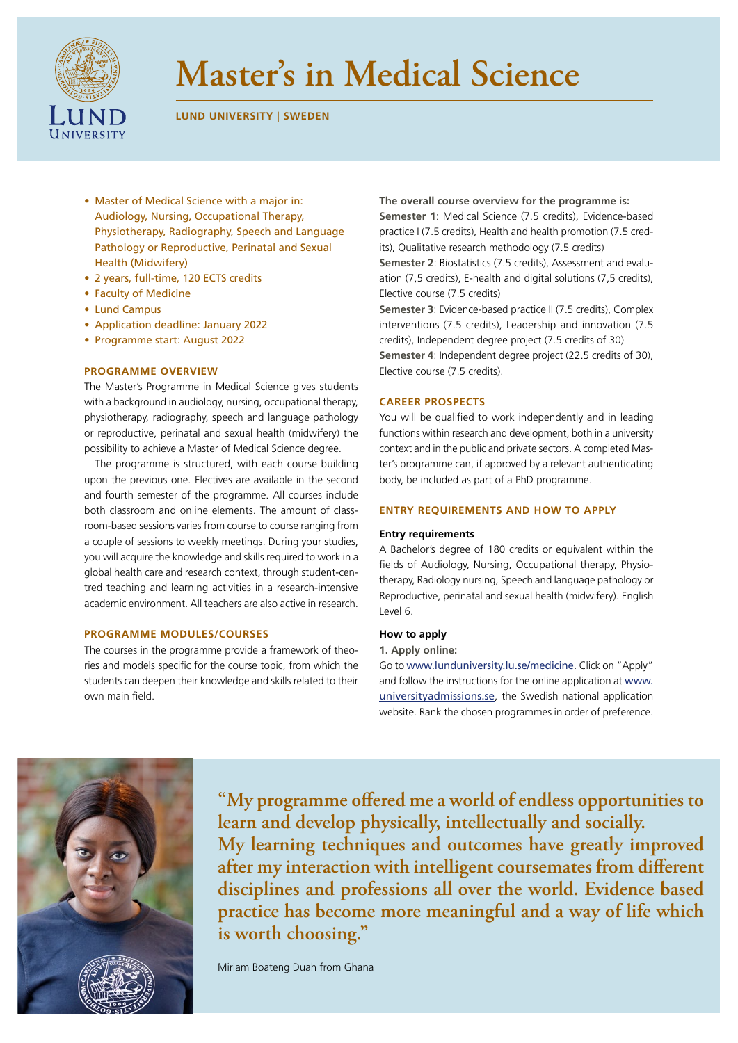# Master's in Medical Science

**LUND UNIVERSITY | SWEDEN**

- Master of Medical Science with a major in: Audiology, Nursing, Occupational Therapy, Physiotherapy, Radiography, Speech and Language Pathology or Reproductive, Perinatal and Sexual Health (Midwifery)
- 2 years, full-time, 120 ECTS credits
- Faculty of Medicine
- Lund Campus
- Application deadline: January 2022
- Programme start: August 2022

## PROGRAMME OVERVIEW

The Master's Programme in Medical Science gives students with a background in audiology, nursing, occupational therapy, physiotherapy, radiography, speech and language pathology or reproductive, perinatal and sexual health (midwifery) the possibility to achieve a Master of Medical Science degree.

The programme is structured, with each course building upon the previous one. Electives are available in the second and fourth semester of the programme. All courses include both classroom and online elements. The amount of classroom-based sessions varies from course to course ranging from a couple of sessions to weekly meetings. During your studies, you will acquire the knowledge and skills required to work in a global health care and research context, through student-centred teaching and learning activities in a research-intensive academic environment. All teachers are also active in research.

## PROGRAMME MODULES/COURSES

The courses in the programme provide a framework of theories and models specific for the course topic, from which the students can deepen their knowledge and skills related to their own main field.

**The overall course overview for the programme is:**

**Semester 1**: Medical Science (7.5 credits), Evidence-based practice I (7.5 credits), Health and health promotion (7.5 credits), Qualitative research methodology (7.5 credits)

**Semester 2**: Biostatistics (7.5 credits), Assessment and evaluation (7,5 credits), E-health and digital solutions (7,5 credits), Elective course (7.5 credits)

**Semester 3**: Evidence-based practice II (7.5 credits), Complex interventions (7.5 credits), Leadership and innovation (7.5 credits), Independent degree project (7.5 credits of 30)

**Semester 4**: Independent degree project (22.5 credits of 30), Elective course (7.5 credits).

## CAREER PROSPECTS

You will be qualified to work independently and in leading functions within research and development, both in a university context and in the public and private sectors. A completed Master's programme can, if approved by a relevant authenticating body, be included as part of a PhD programme.

## ENTRY REQUIREMENTS AND HOW TO APPLY

### Entry requirements

A Bachelor's degree of 180 credits or equivalent within the fields of Audiology, Nursing, Occupational therapy, Physiotherapy, Radiology nursing, Speech and language pathology or Reproductive, perinatal and sexual health (midwifery). English Level 6.

### How to apply

**1. Apply online:**

Go to www.lunduniversity.lu.se/medicine. Click on "Apply" and follow the instructions for the online application at www.universityadmissions.se, the Swedish national application website. Rank the chosen programmes in order of preference.

**"My programme offered me a world of endless opportunities to learn and develop physically, intellectually and socially. My learning techniques and outcomes have greatly improved after my interaction with intelligent coursemates from different disciplines and professions all over the world. Evidence based practice has become more meaningful and a way of life which is worth choosing."**

Miriam Boateng Duah from Ghana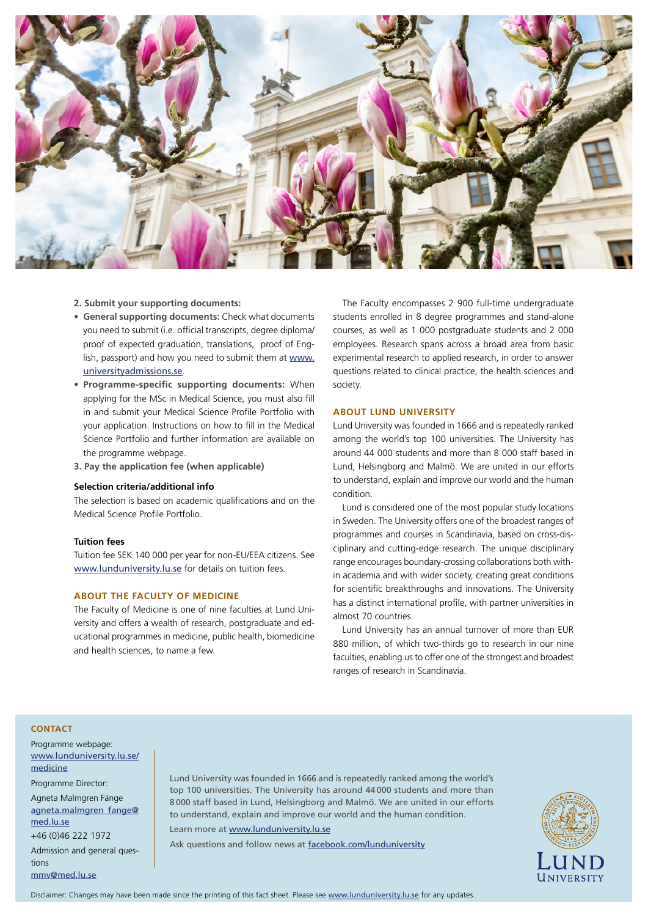**2. Submit your supporting documents:**

- **General supporting documents:** Check what documents you need to submit (i.e. official transcripts, degree diploma/proof of expected graduation, translations, proof of English, passport) and how you need to submit them at [www.universityadmissions.se](http://www.universityadmissions.se).
- **Programme-specific supporting documents:** When applying for the MSc in Medical Science, you must also fill in and submit your Medical Science Profile Portfolio with your application. Instructions on how to fill in the Medical Science Portfolio and further information are available on the programme webpage.

**3. Pay the application fee (when applicable)**

**Selection criteria/additional info**

The selection is based on academic qualifications and on the Medical Science Profile Portfolio.

**Tuition fees**

Tuition fee SEK 140 000 per year for non-EU/EEA citizens. See [www.lunduniversity.lu.se](http://www.lunduniversity.lu.se) for details on tuition fees.

## ABOUT THE FACULTY OF MEDICINE

The Faculty of Medicine is one of nine faculties at Lund University and offers a wealth of research, postgraduate and educational programmes in medicine, public health, biomedicine and health sciences, to name a few.

The Faculty encompasses 2 900 full-time undergraduate students enrolled in 8 degree programmes and stand-alone courses, as well as 1 000 postgraduate students and 2 000 employees. Research spans across a broad area from basic experimental research to applied research, in order to answer questions related to clinical practice, the health sciences and society.

## ABOUT LUND UNIVERSITY

Lund University was founded in 1666 and is repeatedly ranked among the world's top 100 universities. The University has around 44 000 students and more than 8 000 staff based in Lund, Helsingborg and Malmö. We are united in our efforts to understand, explain and improve our world and the human condition.

Lund is considered one of the most popular study locations in Sweden. The University offers one of the broadest ranges of programmes and courses in Scandinavia, based on cross-disciplinary and cutting-edge research. The unique disciplinary range encourages boundary-crossing collaborations both within academia and with wider society, creating great conditions for scientific breakthroughs and innovations. The University has a distinct international profile, with partner universities in almost 70 countries.

Lund University has an annual turnover of more than EUR 880 million, of which two-thirds go to research in our nine faculties, enabling us to offer one of the strongest and broadest ranges of research in Scandinavia.

## CONTACT

Programme webpage:
[www.lunduniversity.lu.se/medicine](http://www.lunduniversity.lu.se/medicine)

Programme Director:
Agneta Malmgren Fänge
[agneta.malmgren_fange@med.lu.se](mailto:agneta.malmgren_fange@med.lu.se)
+46 (0)46 222 1972

Admission and general questions
[mmv@med.lu.se](mailto:mmv@med.lu.se)

Lund University was founded in 1666 and is repeatedly ranked among the world's top 100 universities. The University has around 44 000 students and more than 8 000 staff based in Lund, Helsingborg and Malmö. We are united in our efforts to understand, explain and improve our world and the human condition.

Learn more at [www.lunduniversity.lu.se](http://www.lunduniversity.lu.se)

Ask questions and follow news at [facebook.com/lunduniversity](http://facebook.com/lunduniversity)

LUND UNIVERSITY

Disclaimer: Changes may have been made since the printing of this fact sheet. Please see [www.lunduniversity.lu.se](http://www.lunduniversity.lu.se) for any updates.